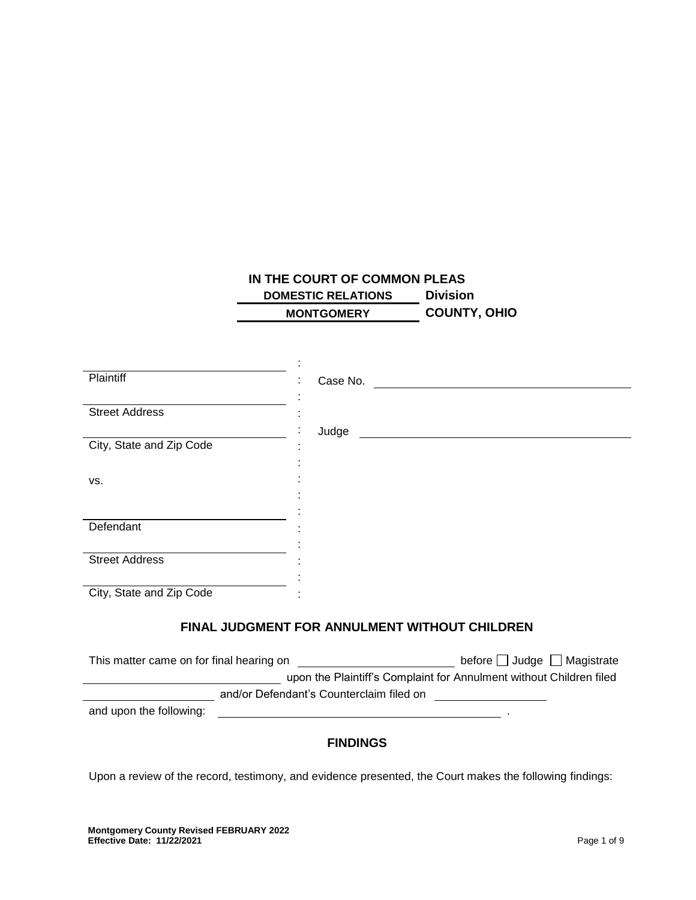**IN THE COURT OF COMMON PLEAS**

**DOMESTIC RELATIONS Division**

**MONTGOMERY COUNTY, OHIO**

| | | |
|---|---|---|
| ______________________ | : | |
| Plaintiff | : | Case No. ______________________ |
| ______________________ | : | |
| Street Address | : | |
| ______________________ | : | Judge ______________________ |
| City, State and Zip Code | : | |
| | : | |
| vs. | : | |
| | : | |
| ______________________ | : | |
| Defendant | : | |
| ______________________ | : | |
| Street Address | : | |
| ______________________ | : | |
| City, State and Zip Code | : | |

## FINAL JUDGMENT FOR ANNULMENT WITHOUT CHILDREN

This matter came on for final hearing on ______________________ before ☐ Judge ☐ Magistrate ______________________ upon the Plaintiff's Complaint for Annulment without Children filed ______________________ and/or Defendant's Counterclaim filed on ______________________ and upon the following: ______________________ .

## FINDINGS

Upon a review of the record, testimony, and evidence presented, the Court makes the following findings: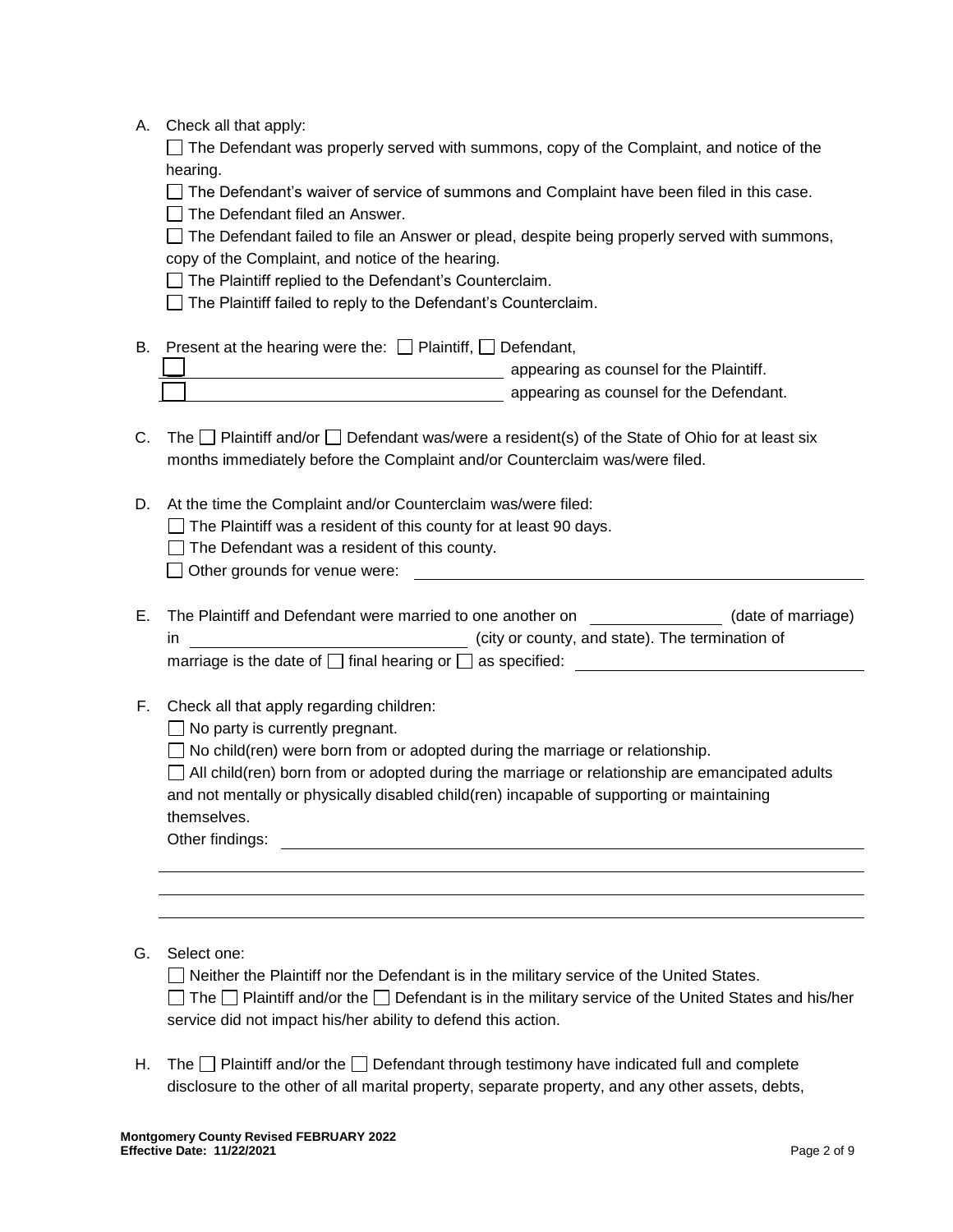A. Check all that apply:

☐ The Defendant was properly served with summons, copy of the Complaint, and notice of the hearing.

☐ The Defendant's waiver of service of summons and Complaint have been filed in this case.

☐ The Defendant filed an Answer.

☐ The Defendant failed to file an Answer or plead, despite being properly served with summons, copy of the Complaint, and notice of the hearing.

☐ The Plaintiff replied to the Defendant's Counterclaim.

☐ The Plaintiff failed to reply to the Defendant's Counterclaim.

B. Present at the hearing were the: ☐ Plaintiff, ☐ Defendant,

☐ ______________________________ appearing as counsel for the Plaintiff.

☐ ______________________________ appearing as counsel for the Defendant.

C. The ☐ Plaintiff and/or ☐ Defendant was/were a resident(s) of the State of Ohio for at least six months immediately before the Complaint and/or Counterclaim was/were filed.

D. At the time the Complaint and/or Counterclaim was/were filed:

☐ The Plaintiff was a resident of this county for at least 90 days.

☐ The Defendant was a resident of this county.

☐ Other grounds for venue were: ______________________________

E. The Plaintiff and Defendant were married to one another on ______________ (date of marriage) in ______________________________ (city or county, and state). The termination of marriage is the date of ☐ final hearing or ☐ as specified: ______________________________

F. Check all that apply regarding children:

☐ No party is currently pregnant.

☐ No child(ren) were born from or adopted during the marriage or relationship.

☐ All child(ren) born from or adopted during the marriage or relationship are emancipated adults and not mentally or physically disabled child(ren) incapable of supporting or maintaining themselves.

Other findings: ______________________________

______________________________

______________________________

______________________________

G. Select one:

☐ Neither the Plaintiff nor the Defendant is in the military service of the United States.

☐ The ☐ Plaintiff and/or the ☐ Defendant is in the military service of the United States and his/her service did not impact his/her ability to defend this action.

H. The ☐ Plaintiff and/or the ☐ Defendant through testimony have indicated full and complete disclosure to the other of all marital property, separate property, and any other assets, debts,

**Montgomery County Revised FEBRUARY 2022**
**Effective Date: 11/22/2021**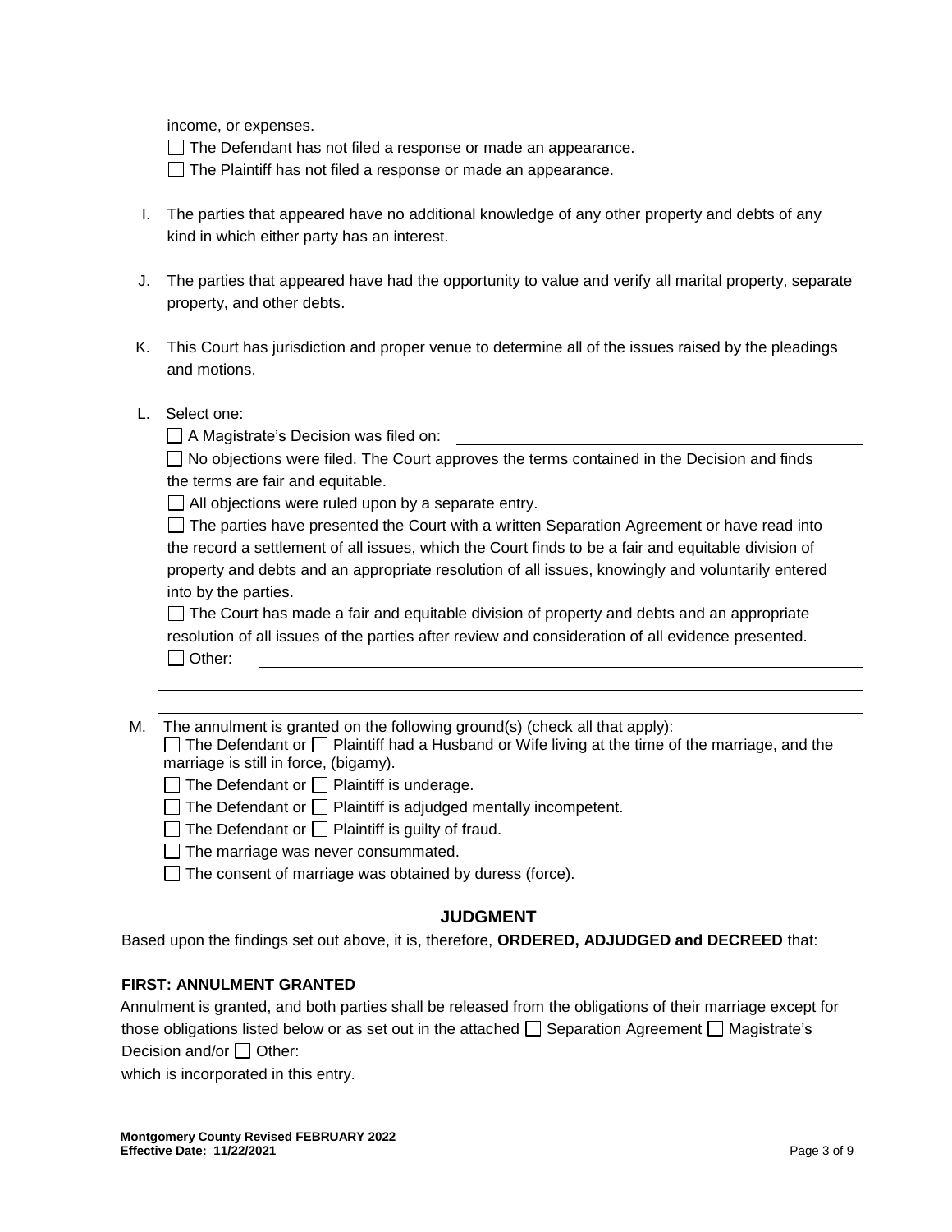income, or expenses.

☐ The Defendant has not filed a response or made an appearance.

☐ The Plaintiff has not filed a response or made an appearance.

I. The parties that appeared have no additional knowledge of any other property and debts of any kind in which either party has an interest.

J. The parties that appeared have had the opportunity to value and verify all marital property, separate property, and other debts.

K. This Court has jurisdiction and proper venue to determine all of the issues raised by the pleadings and motions.

L. Select one:

☐ A Magistrate's Decision was filed on: \_\_\_\_\_\_\_\_\_\_\_\_\_\_\_\_\_\_\_\_\_\_\_\_\_\_\_\_\_\_\_\_\_\_\_\_

☐ No objections were filed. The Court approves the terms contained in the Decision and finds the terms are fair and equitable.

☐ All objections were ruled upon by a separate entry.

☐ The parties have presented the Court with a written Separation Agreement or have read into the record a settlement of all issues, which the Court finds to be a fair and equitable division of property and debts and an appropriate resolution of all issues, knowingly and voluntarily entered into by the parties.

☐ The Court has made a fair and equitable division of property and debts and an appropriate resolution of all issues of the parties after review and consideration of all evidence presented.

☐ Other: \_\_\_\_\_\_\_\_\_\_\_\_\_\_\_\_\_\_\_\_\_\_\_\_\_\_\_\_\_\_\_\_\_\_\_\_\_\_\_\_\_\_\_\_\_\_\_\_\_\_\_\_\_\_

\_\_\_\_\_\_\_\_\_\_\_\_\_\_\_\_\_\_\_\_\_\_\_\_\_\_\_\_\_\_\_\_\_\_\_\_\_\_\_\_\_\_\_\_\_\_\_\_\_\_\_\_\_\_\_\_\_\_\_\_\_\_\_\_\_

\_\_\_\_\_\_\_\_\_\_\_\_\_\_\_\_\_\_\_\_\_\_\_\_\_\_\_\_\_\_\_\_\_\_\_\_\_\_\_\_\_\_\_\_\_\_\_\_\_\_\_\_\_\_\_\_\_\_\_\_\_\_\_\_\_

M. The annulment is granted on the following ground(s) (check all that apply):

☐ The Defendant or ☐ Plaintiff had a Husband or Wife living at the time of the marriage, and the marriage is still in force, (bigamy).

☐ The Defendant or ☐ Plaintiff is underage.

☐ The Defendant or ☐ Plaintiff is adjudged mentally incompetent.

☐ The Defendant or ☐ Plaintiff is guilty of fraud.

☐ The marriage was never consummated.

☐ The consent of marriage was obtained by duress (force).

## JUDGMENT

Based upon the findings set out above, it is, therefore, **ORDERED, ADJUDGED and DECREED** that:

### FIRST: ANNULMENT GRANTED

Annulment is granted, and both parties shall be released from the obligations of their marriage except for those obligations listed below or as set out in the attached ☐ Separation Agreement ☐ Magistrate's Decision and/or ☐ Other: \_\_\_\_\_\_\_\_\_\_\_\_\_\_\_\_\_\_\_\_\_\_\_\_\_\_\_\_\_\_\_\_\_\_\_\_\_\_\_\_\_\_\_\_\_\_

which is incorporated in this entry.

**Montgomery County Revised FEBRUARY 2022**
**Effective Date: 11/22/2021**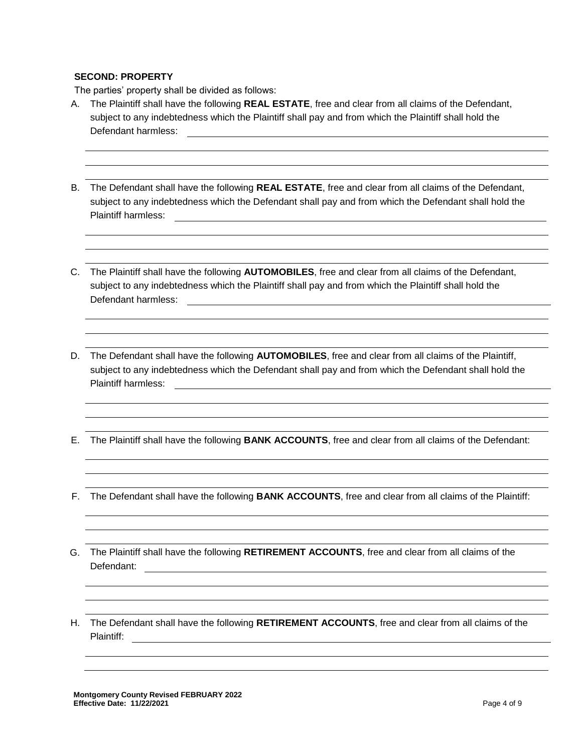**SECOND: PROPERTY**

The parties' property shall be divided as follows:

A. The Plaintiff shall have the following **REAL ESTATE**, free and clear from all claims of the Defendant, subject to any indebtedness which the Plaintiff shall pay and from which the Plaintiff shall hold the Defendant harmless: \_\_\_\_\_\_\_\_\_\_\_\_\_\_\_\_\_\_\_\_\_\_\_\_\_\_\_\_\_\_\_\_\_\_\_\_\_\_\_\_\_\_\_\_\_\_\_\_

B. The Defendant shall have the following **REAL ESTATE**, free and clear from all claims of the Defendant, subject to any indebtedness which the Defendant shall pay and from which the Defendant shall hold the Plaintiff harmless: \_\_\_\_\_\_\_\_\_\_\_\_\_\_\_\_\_\_\_\_\_\_\_\_\_\_\_\_\_\_\_\_\_\_\_\_\_\_\_\_\_\_\_\_\_\_\_\_

C. The Plaintiff shall have the following **AUTOMOBILES**, free and clear from all claims of the Defendant, subject to any indebtedness which the Plaintiff shall pay and from which the Plaintiff shall hold the Defendant harmless: \_\_\_\_\_\_\_\_\_\_\_\_\_\_\_\_\_\_\_\_\_\_\_\_\_\_\_\_\_\_\_\_\_\_\_\_\_\_\_\_\_\_\_\_\_\_\_\_

D. The Defendant shall have the following **AUTOMOBILES**, free and clear from all claims of the Plaintiff, subject to any indebtedness which the Defendant shall pay and from which the Defendant shall hold the Plaintiff harmless: \_\_\_\_\_\_\_\_\_\_\_\_\_\_\_\_\_\_\_\_\_\_\_\_\_\_\_\_\_\_\_\_\_\_\_\_\_\_\_\_\_\_\_\_\_\_\_\_

E. The Plaintiff shall have the following **BANK ACCOUNTS**, free and clear from all claims of the Defendant: \_\_\_\_\_\_\_\_\_\_\_\_\_\_\_\_\_\_\_\_\_\_\_\_\_\_\_\_\_\_\_\_\_\_\_\_\_\_\_\_\_\_\_\_\_\_\_\_

F. The Defendant shall have the following **BANK ACCOUNTS**, free and clear from all claims of the Plaintiff: \_\_\_\_\_\_\_\_\_\_\_\_\_\_\_\_\_\_\_\_\_\_\_\_\_\_\_\_\_\_\_\_\_\_\_\_\_\_\_\_\_\_\_\_\_\_\_\_

G. The Plaintiff shall have the following **RETIREMENT ACCOUNTS**, free and clear from all claims of the Defendant: \_\_\_\_\_\_\_\_\_\_\_\_\_\_\_\_\_\_\_\_\_\_\_\_\_\_\_\_\_\_\_\_\_\_\_\_\_\_\_\_\_\_\_\_\_\_\_\_

H. The Defendant shall have the following **RETIREMENT ACCOUNTS**, free and clear from all claims of the Plaintiff: \_\_\_\_\_\_\_\_\_\_\_\_\_\_\_\_\_\_\_\_\_\_\_\_\_\_\_\_\_\_\_\_\_\_\_\_\_\_\_\_\_\_\_\_\_\_\_\_

**Montgomery County Revised FEBRUARY 2022**
**Effective Date: 11/22/2021**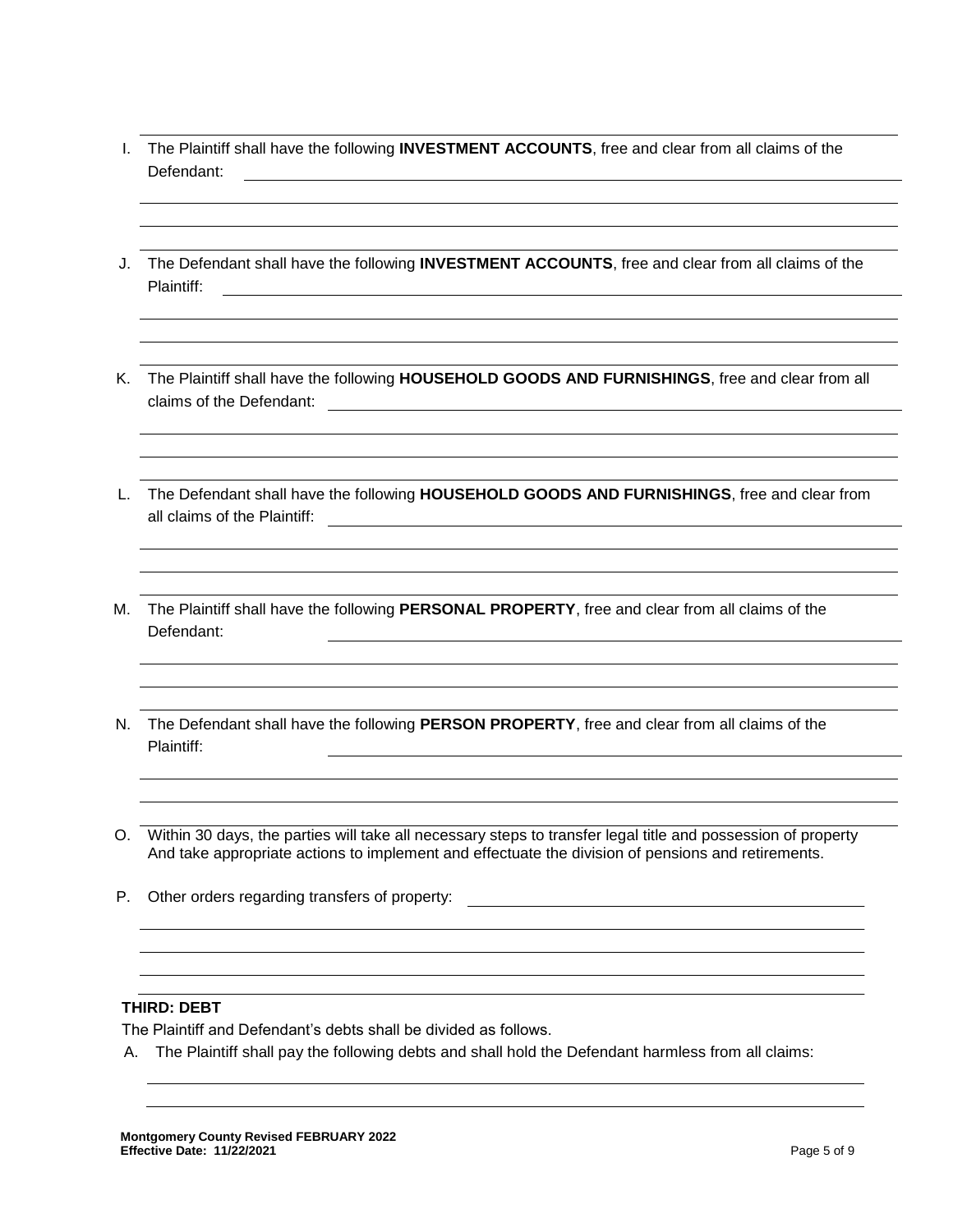I. The Plaintiff shall have the following **INVESTMENT ACCOUNTS**, free and clear from all claims of the Defendant: \_\_\_\_\_\_\_\_\_\_\_\_\_\_\_\_\_\_\_\_\_\_\_\_\_\_\_\_\_\_\_\_\_\_\_\_\_\_\_\_\_\_\_\_\_\_\_\_\_\_\_\_\_\_\_\_\_\_\_\_\_\_\_\_\_\_\_\_\_\_\_\_\_\_\_\_

J. The Defendant shall have the following **INVESTMENT ACCOUNTS**, free and clear from all claims of the Plaintiff: \_\_\_\_\_\_\_\_\_\_\_\_\_\_\_\_\_\_\_\_\_\_\_\_\_\_\_\_\_\_\_\_\_\_\_\_\_\_\_\_\_\_\_\_\_\_\_\_\_\_\_\_\_\_\_\_\_\_\_\_\_\_\_\_\_\_\_\_\_\_\_\_\_\_\_\_

K. The Plaintiff shall have the following **HOUSEHOLD GOODS AND FURNISHINGS**, free and clear from all claims of the Defendant: \_\_\_\_\_\_\_\_\_\_\_\_\_\_\_\_\_\_\_\_\_\_\_\_\_\_\_\_\_\_\_\_\_\_\_\_\_\_\_\_\_\_\_\_\_\_\_\_\_\_\_\_\_\_\_\_\_\_\_\_\_\_\_\_

L. The Defendant shall have the following **HOUSEHOLD GOODS AND FURNISHINGS**, free and clear from all claims of the Plaintiff: \_\_\_\_\_\_\_\_\_\_\_\_\_\_\_\_\_\_\_\_\_\_\_\_\_\_\_\_\_\_\_\_\_\_\_\_\_\_\_\_\_\_\_\_\_\_\_\_\_\_\_\_\_\_\_\_\_\_\_\_\_\_\_\_

M. The Plaintiff shall have the following **PERSONAL PROPERTY**, free and clear from all claims of the Defendant: \_\_\_\_\_\_\_\_\_\_\_\_\_\_\_\_\_\_\_\_\_\_\_\_\_\_\_\_\_\_\_\_\_\_\_\_\_\_\_\_\_\_\_\_\_\_\_\_\_\_\_\_\_\_\_\_\_\_\_\_\_\_\_\_

N. The Defendant shall have the following **PERSON PROPERTY**, free and clear from all claims of the Plaintiff: \_\_\_\_\_\_\_\_\_\_\_\_\_\_\_\_\_\_\_\_\_\_\_\_\_\_\_\_\_\_\_\_\_\_\_\_\_\_\_\_\_\_\_\_\_\_\_\_\_\_\_\_\_\_\_\_\_\_\_\_\_\_\_\_

O. Within 30 days, the parties will take all necessary steps to transfer legal title and possession of property And take appropriate actions to implement and effectuate the division of pensions and retirements.

P. Other orders regarding transfers of property: \_\_\_\_\_\_\_\_\_\_\_\_\_\_\_\_\_\_\_\_\_\_\_\_\_\_\_\_\_\_\_\_\_\_\_\_\_\_\_\_\_\_\_\_\_\_\_\_\_\_\_\_\_\_\_\_\_\_\_\_\_\_\_\_

**THIRD: DEBT**

The Plaintiff and Defendant's debts shall be divided as follows.

A. The Plaintiff shall pay the following debts and shall hold the Defendant harmless from all claims:

\_\_\_\_\_\_\_\_\_\_\_\_\_\_\_\_\_\_\_\_\_\_\_\_\_\_\_\_\_\_\_\_\_\_\_\_\_\_\_\_\_\_\_\_\_\_\_\_\_\_\_\_\_\_\_\_\_\_\_\_\_\_\_\_\_\_\_\_\_\_\_\_\_\_\_\_

**Montgomery County Revised FEBRUARY 2022**
**Effective Date: 11/22/2021**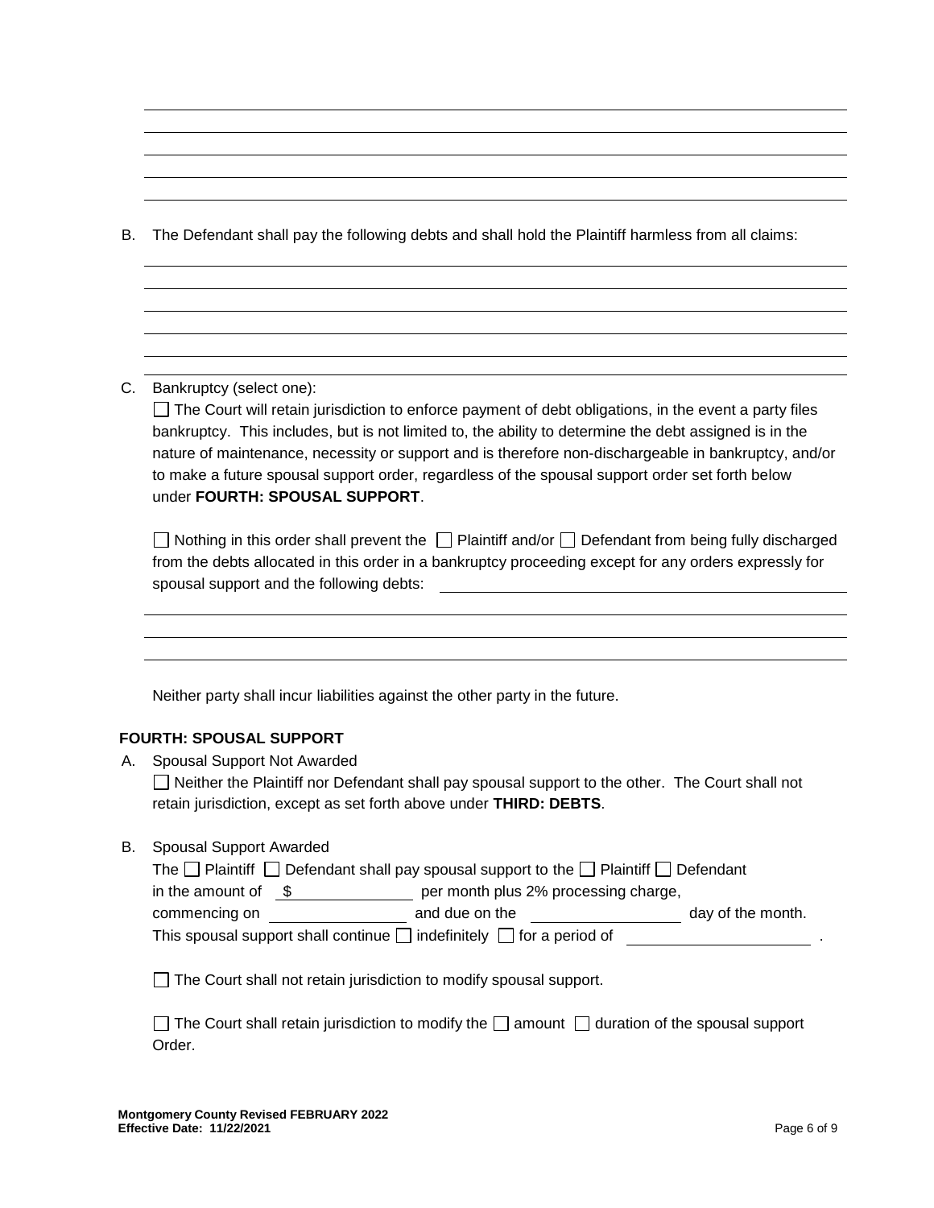B. The Defendant shall pay the following debts and shall hold the Plaintiff harmless from all claims:

C. Bankruptcy (select one):

☐ The Court will retain jurisdiction to enforce payment of debt obligations, in the event a party files bankruptcy. This includes, but is not limited to, the ability to determine the debt assigned is in the nature of maintenance, necessity or support and is therefore non-dischargeable in bankruptcy, and/or to make a future spousal support order, regardless of the spousal support order set forth below under **FOURTH: SPOUSAL SUPPORT**.

☐ Nothing in this order shall prevent the ☐ Plaintiff and/or ☐ Defendant from being fully discharged from the debts allocated in this order in a bankruptcy proceeding except for any orders expressly for spousal support and the following debts: ______________________

Neither party shall incur liabilities against the other party in the future.

**FOURTH: SPOUSAL SUPPORT**

A. Spousal Support Not Awarded

☐ Neither the Plaintiff nor Defendant shall pay spousal support to the other. The Court shall not retain jurisdiction, except as set forth above under **THIRD: DEBTS**.

B. Spousal Support Awarded

The ☐ Plaintiff ☐ Defendant shall pay spousal support to the ☐ Plaintiff ☐ Defendant in the amount of $______________ per month plus 2% processing charge, commencing on ______________ and due on the ______________ day of the month.

This spousal support shall continue ☐ indefinitely ☐ for a period of ______________.

☐ The Court shall not retain jurisdiction to modify spousal support.

☐ The Court shall retain jurisdiction to modify the ☐ amount ☐ duration of the spousal support Order.

**Montgomery County Revised FEBRUARY 2022**
**Effective Date: 11/22/2021**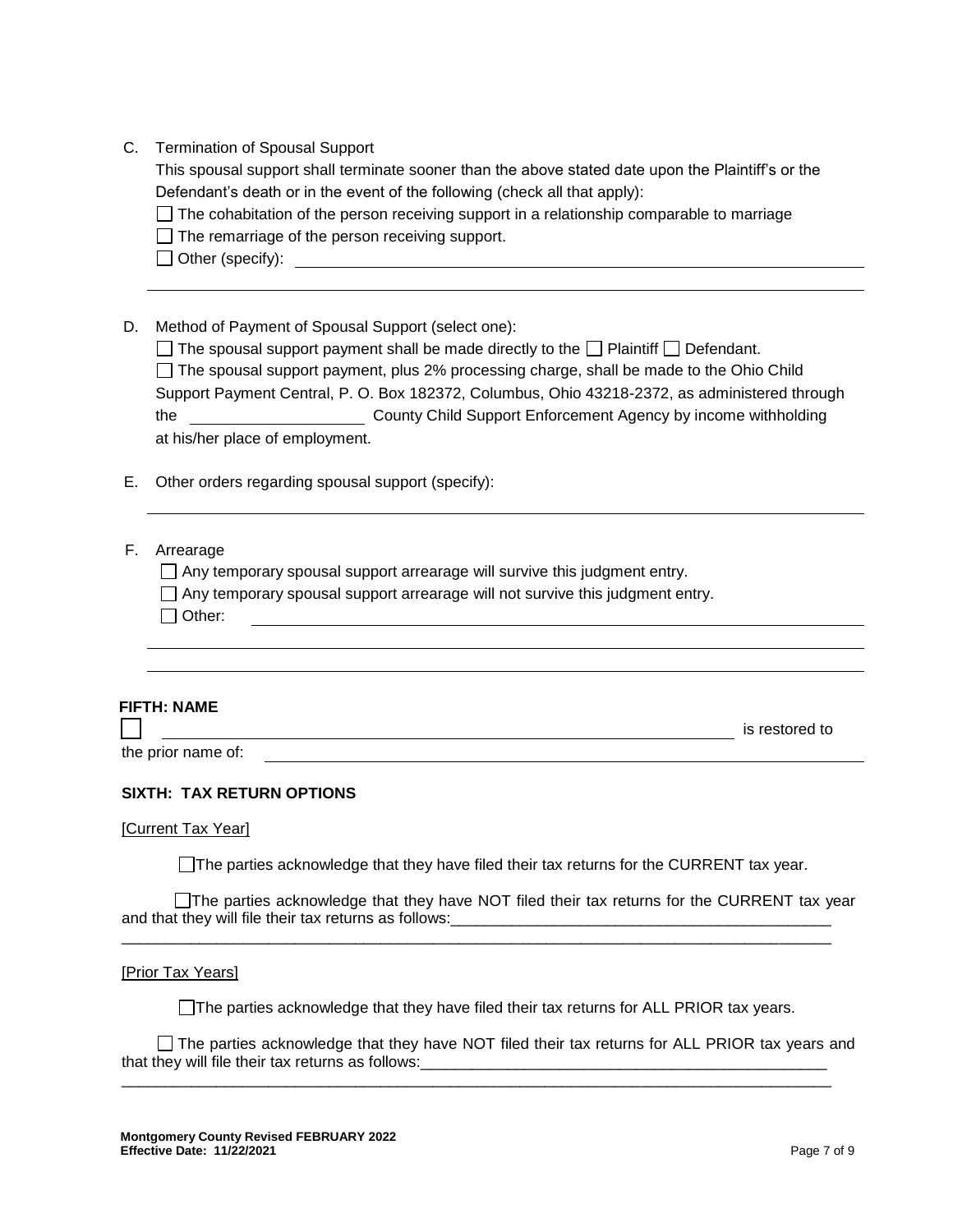C. Termination of Spousal Support

This spousal support shall terminate sooner than the above stated date upon the Plaintiff's or the Defendant's death or in the event of the following (check all that apply):

☐ The cohabitation of the person receiving support in a relationship comparable to marriage

☐ The remarriage of the person receiving support.

☐ Other (specify): ______________________________________________________________

_____________________________________________________________________________

D. Method of Payment of Spousal Support (select one):

☐ The spousal support payment shall be made directly to the ☐ Plaintiff ☐ Defendant.

☐ The spousal support payment, plus 2% processing charge, shall be made to the Ohio Child Support Payment Central, P. O. Box 182372, Columbus, Ohio 43218-2372, as administered through the ____________________ County Child Support Enforcement Agency by income withholding at his/her place of employment.

E. Other orders regarding spousal support (specify):

_____________________________________________________________________________

F. Arrearage

☐ Any temporary spousal support arrearage will survive this judgment entry.

☐ Any temporary spousal support arrearage will not survive this judgment entry.

☐ Other: ______________________________________________________________________

_____________________________________________________________________________

_____________________________________________________________________________

**FIFTH: NAME**

☐ ________________________________________________________________ is restored to the prior name of: ______________________________________________________________

**SIXTH: TAX RETURN OPTIONS**

[Current Tax Year]

☐The parties acknowledge that they have filed their tax returns for the CURRENT tax year.

☐The parties acknowledge that they have NOT filed their tax returns for the CURRENT tax year and that they will file their tax returns as follows:_____________________________________________
_____________________________________________________________________________________

[Prior Tax Years]

☐The parties acknowledge that they have filed their tax returns for ALL PRIOR tax years.

☐ The parties acknowledge that they have NOT filed their tax returns for ALL PRIOR tax years and that they will file their tax returns as follows:_________________________________________________
_____________________________________________________________________________________

**Montgomery County Revised FEBRUARY 2022**
**Effective Date: 11/22/2021**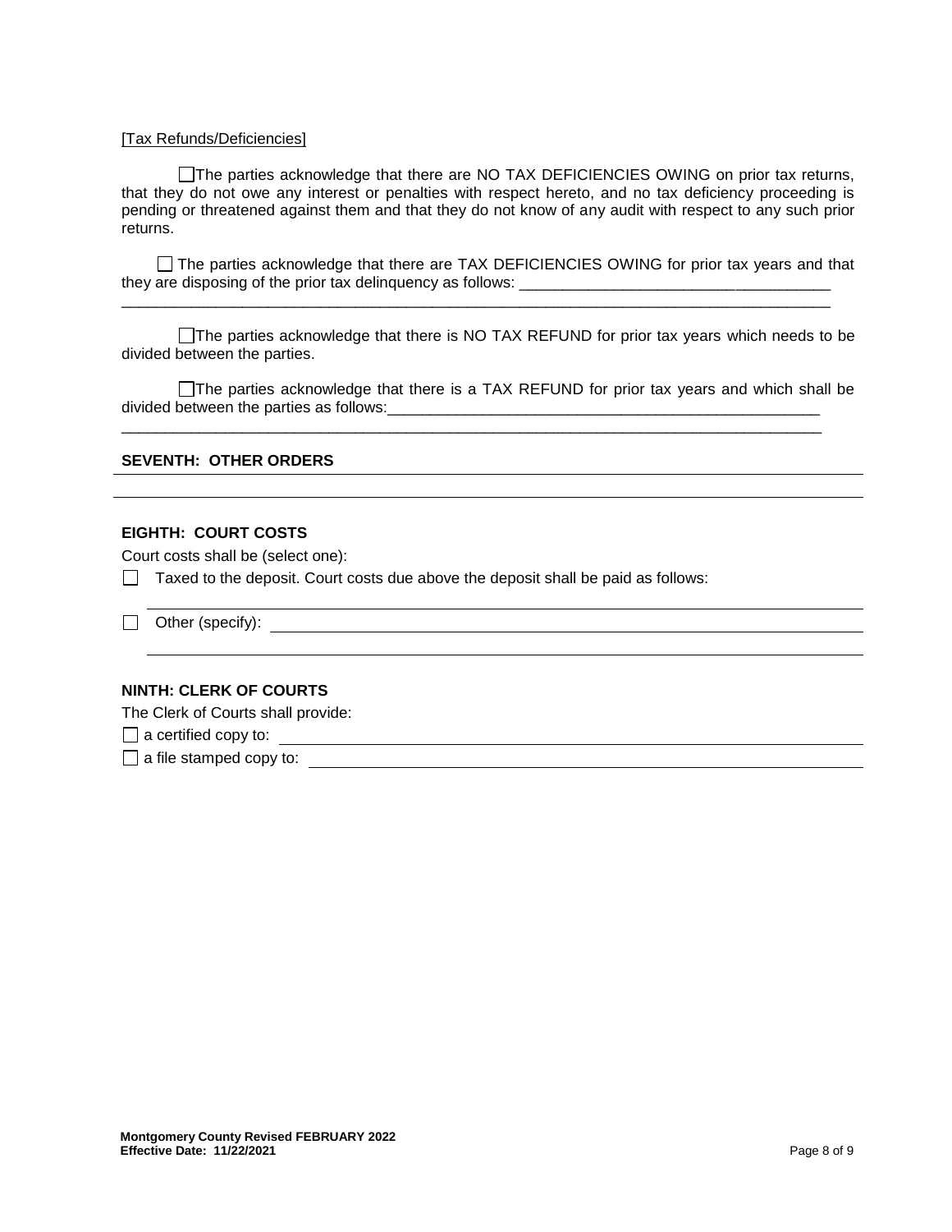[Tax Refunds/Deficiencies]

☐ The parties acknowledge that there are NO TAX DEFICIENCIES OWING on prior tax returns, that they do not owe any interest or penalties with respect hereto, and no tax deficiency proceeding is pending or threatened against them and that they do not know of any audit with respect to any such prior returns.

☐ The parties acknowledge that there are TAX DEFICIENCIES OWING for prior tax years and that they are disposing of the prior tax delinquency as follows: ____________________________________
____________________________________________________________________________________

☐ The parties acknowledge that there is NO TAX REFUND for prior tax years which needs to be divided between the parties.

☐ The parties acknowledge that there is a TAX REFUND for prior tax years and which shall be divided between the parties as follows:____________________________________________________
____________________________________________________________________________________

**SEVENTH: OTHER ORDERS** ____________________________________________________________
____________________________________________________________________________________

**EIGHTH: COURT COSTS**

Court costs shall be (select one):

☐ Taxed to the deposit. Court costs due above the deposit shall be paid as follows:
____________________________________________________________________________________

☐ Other (specify): ____________________________________________________________________
____________________________________________________________________________________

**NINTH: CLERK OF COURTS**

The Clerk of Courts shall provide:

☐ a certified copy to: ____________________________________________________________________

☐ a file stamped copy to: _________________________________________________________________

**Montgomery County Revised FEBRUARY 2022**
**Effective Date: 11/22/2021**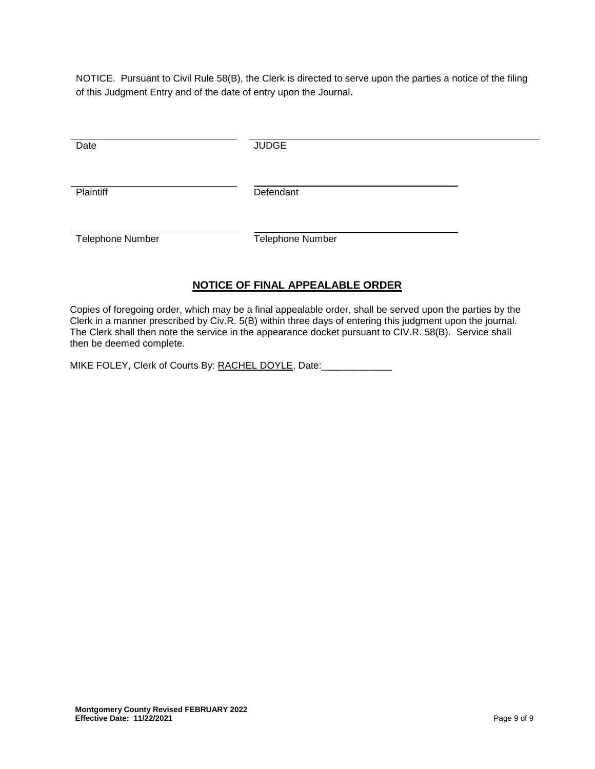NOTICE. Pursuant to Civil Rule 58(B), the Clerk is directed to serve upon the parties a notice of the filing of this Judgment Entry and of the date of entry upon the Journal.

| | |
|---|---|
| Date | JUDGE |
| Plaintiff | Defendant |
| Telephone Number | Telephone Number |

## NOTICE OF FINAL APPEALABLE ORDER

Copies of foregoing order, which may be a final appealable order, shall be served upon the parties by the Clerk in a manner prescribed by Civ.R. 5(B) within three days of entering this judgment upon the journal. The Clerk shall then note the service in the appearance docket pursuant to CIV.R. 58(B). Service shall then be deemed complete.

MIKE FOLEY, Clerk of Courts By: RACHEL DOYLE, Date:_____________

**Montgomery County Revised FEBRUARY 2022**
**Effective Date: 11/22/2021**